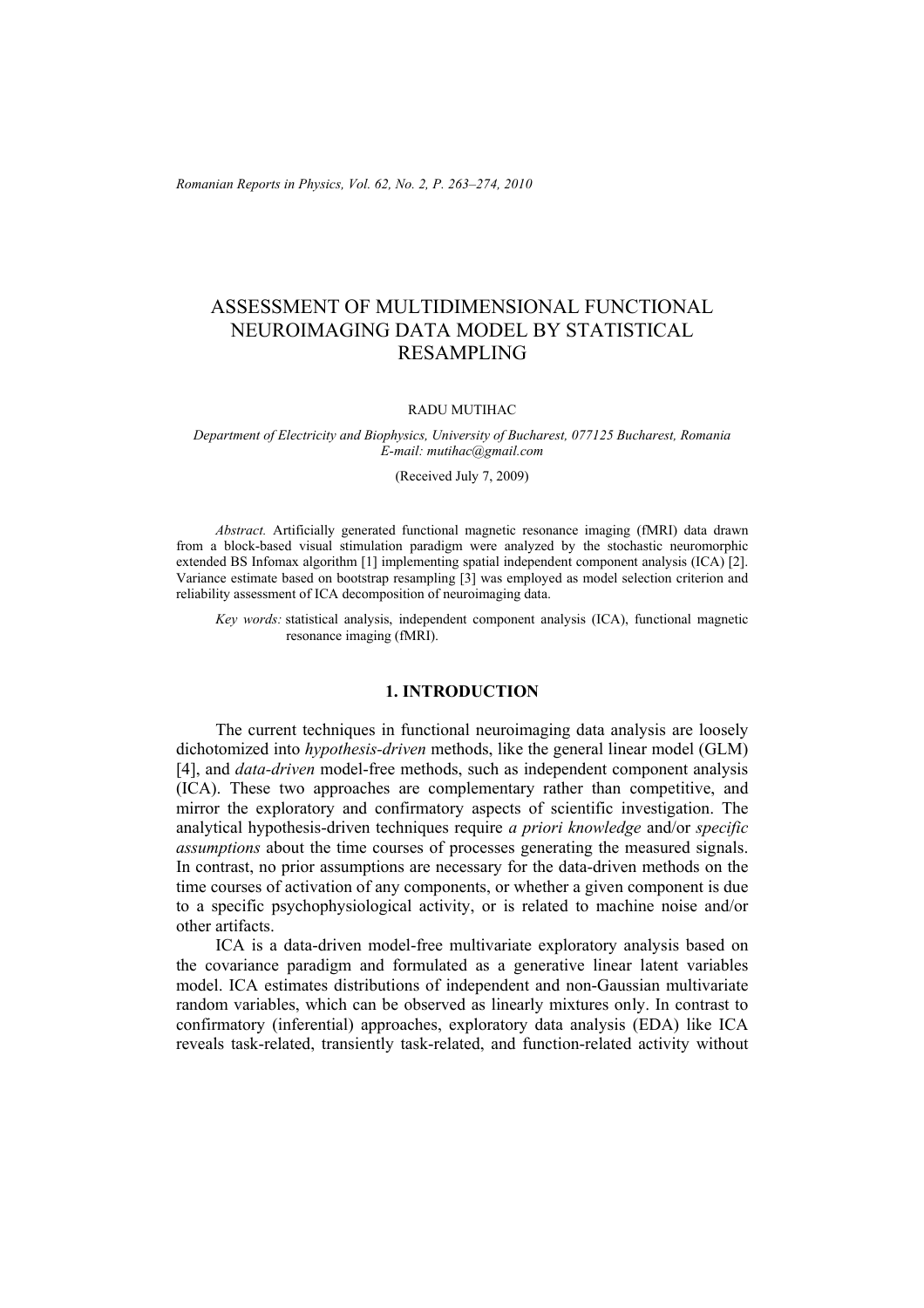# ASSESSMENT OF MULTIDIMENSIONAL FUNCTIONAL NEUROIMAGING DATA MODEL BY STATISTICAL RESAMPLING

RADU MUTIHAC

*Department of Electricity and Biophysics, University of Bucharest, 077125 Bucharest, Romania*
*E-mail: mutihac@gmail.com*

(Received July 7, 2009)

*Abstract.* Artificially generated functional magnetic resonance imaging (fMRI) data drawn from a block-based visual stimulation paradigm were analyzed by the stochastic neuromorphic extended BS Infomax algorithm [1] implementing spatial independent component analysis (ICA) [2]. Variance estimate based on bootstrap resampling [3] was employed as model selection criterion and reliability assessment of ICA decomposition of neuroimaging data.

*Key words:* statistical analysis, independent component analysis (ICA), functional magnetic resonance imaging (fMRI).

## 1. INTRODUCTION

The current techniques in functional neuroimaging data analysis are loosely dichotomized into *hypothesis-driven* methods, like the general linear model (GLM) [4], and *data-driven* model-free methods, such as independent component analysis (ICA). These two approaches are complementary rather than competitive, and mirror the exploratory and confirmatory aspects of scientific investigation. The analytical hypothesis-driven techniques require *a priori knowledge* and/or *specific assumptions* about the time courses of processes generating the measured signals. In contrast, no prior assumptions are necessary for the data-driven methods on the time courses of activation of any components, or whether a given component is due to a specific psychophysiological activity, or is related to machine noise and/or other artifacts.

ICA is a data-driven model-free multivariate exploratory analysis based on the covariance paradigm and formulated as a generative linear latent variables model. ICA estimates distributions of independent and non-Gaussian multivariate random variables, which can be observed as linearly mixtures only. In contrast to confirmatory (inferential) approaches, exploratory data analysis (EDA) like ICA reveals task-related, transiently task-related, and function-related activity without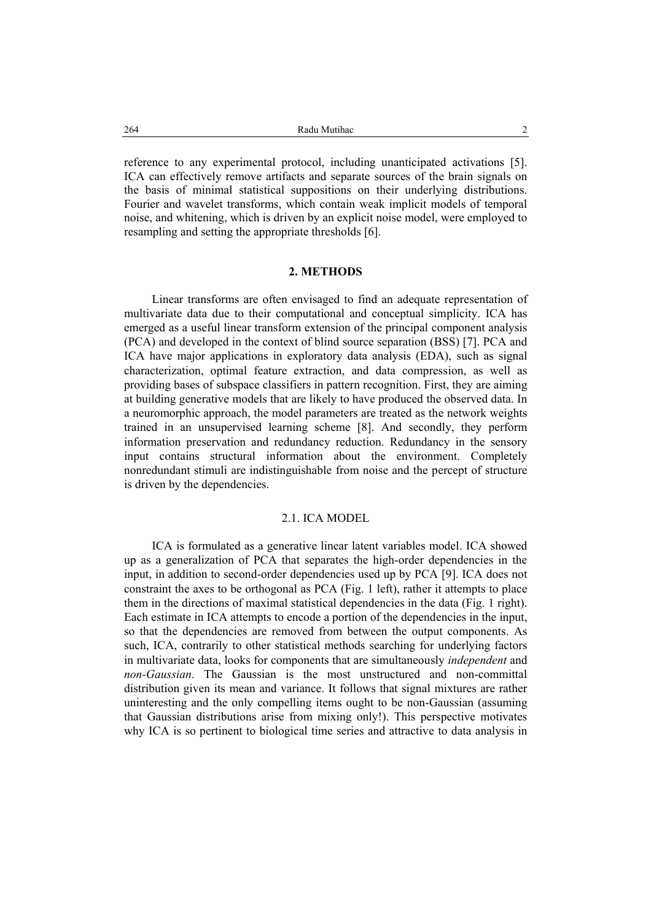reference to any experimental protocol, including unanticipated activations [5]. ICA can effectively remove artifacts and separate sources of the brain signals on the basis of minimal statistical suppositions on their underlying distributions. Fourier and wavelet transforms, which contain weak implicit models of temporal noise, and whitening, which is driven by an explicit noise model, were employed to resampling and setting the appropriate thresholds [6].

## 2. METHODS

Linear transforms are often envisaged to find an adequate representation of multivariate data due to their computational and conceptual simplicity. ICA has emerged as a useful linear transform extension of the principal component analysis (PCA) and developed in the context of blind source separation (BSS) [7]. PCA and ICA have major applications in exploratory data analysis (EDA), such as signal characterization, optimal feature extraction, and data compression, as well as providing bases of subspace classifiers in pattern recognition. First, they are aiming at building generative models that are likely to have produced the observed data. In a neuromorphic approach, the model parameters are treated as the network weights trained in an unsupervised learning scheme [8]. And secondly, they perform information preservation and redundancy reduction. Redundancy in the sensory input contains structural information about the environment. Completely nonredundant stimuli are indistinguishable from noise and the percept of structure is driven by the dependencies.

### 2.1. ICA MODEL

ICA is formulated as a generative linear latent variables model. ICA showed up as a generalization of PCA that separates the high-order dependencies in the input, in addition to second-order dependencies used up by PCA [9]. ICA does not constraint the axes to be orthogonal as PCA (Fig. 1 left), rather it attempts to place them in the directions of maximal statistical dependencies in the data (Fig. 1 right). Each estimate in ICA attempts to encode a portion of the dependencies in the input, so that the dependencies are removed from between the output components. As such, ICA, contrarily to other statistical methods searching for underlying factors in multivariate data, looks for components that are simultaneously *independent* and *non-Gaussian*. The Gaussian is the most unstructured and non-committal distribution given its mean and variance. It follows that signal mixtures are rather uninteresting and the only compelling items ought to be non-Gaussian (assuming that Gaussian distributions arise from mixing only!). This perspective motivates why ICA is so pertinent to biological time series and attractive to data analysis in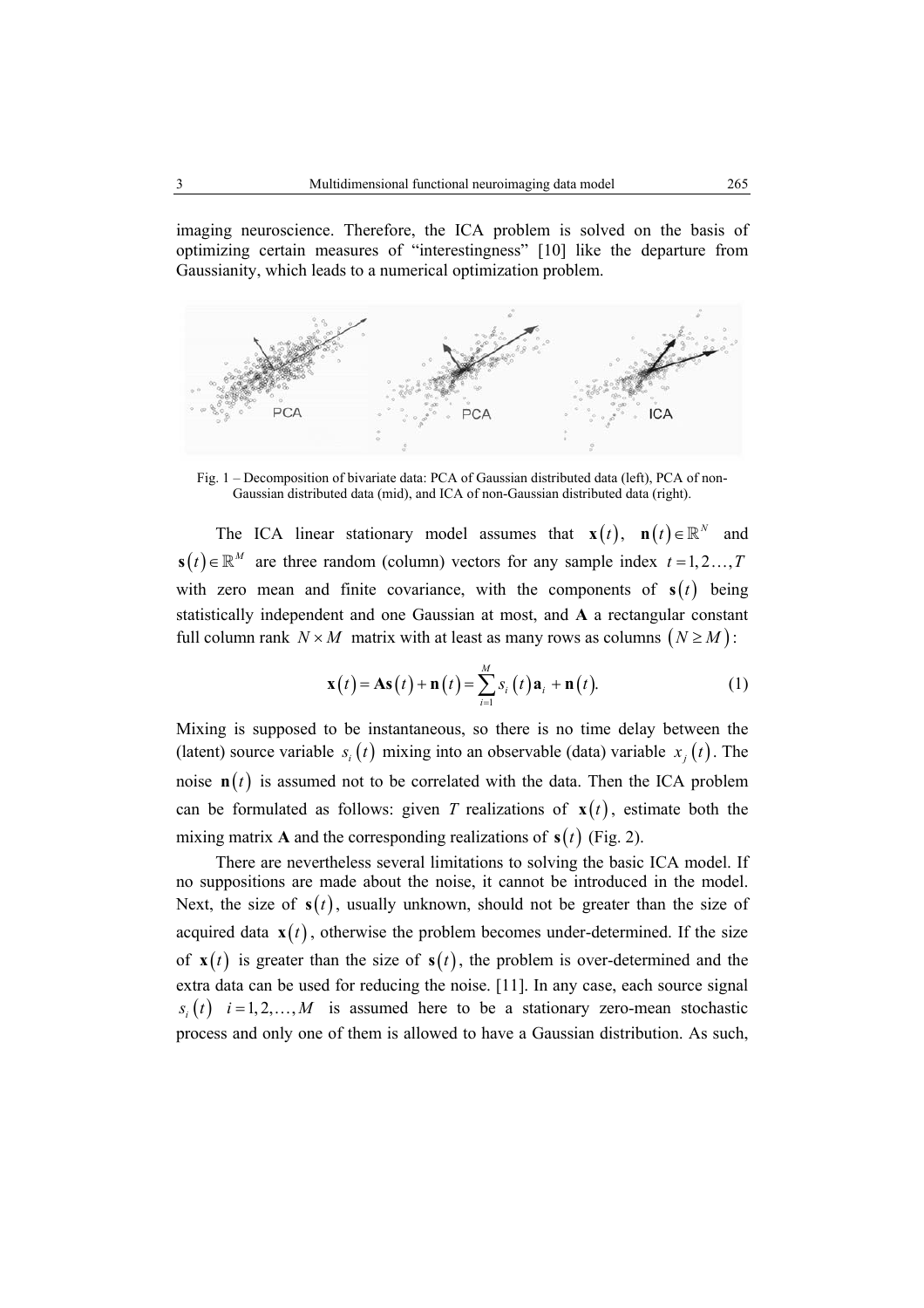imaging neuroscience. Therefore, the ICA problem is solved on the basis of optimizing certain measures of "interestingness" [10] like the departure from Gaussianity, which leads to a numerical optimization problem.

Fig. 1 – Decomposition of bivariate data: PCA of Gaussian distributed data (left), PCA of non-Gaussian distributed data (mid), and ICA of non-Gaussian distributed data (right).

The ICA linear stationary model assumes that $\mathbf{x}(t)$, $\mathbf{n}(t) \in \mathbb{R}^N$ and $\mathbf{s}(t) \in \mathbb{R}^M$ are three random (column) vectors for any sample index $t = 1, 2 \ldots, T$ with zero mean and finite covariance, with the components of $\mathbf{s}(t)$ being statistically independent and one Gaussian at most, and $\mathbf{A}$ a rectangular constant full column rank $N \times M$ matrix with at least as many rows as columns $(N \geq M)$:

$$\mathbf{x}(t) = \mathbf{A}\mathbf{s}(t) + \mathbf{n}(t) = \sum_{i=1}^{M} s_i(t)\mathbf{a}_i + \mathbf{n}(t). \tag{1}$$

Mixing is supposed to be instantaneous, so there is no time delay between the (latent) source variable $s_i(t)$ mixing into an observable (data) variable $x_j(t)$. The noise $\mathbf{n}(t)$ is assumed not to be correlated with the data. Then the ICA problem can be formulated as follows: given $T$ realizations of $\mathbf{x}(t)$, estimate both the mixing matrix $\mathbf{A}$ and the corresponding realizations of $\mathbf{s}(t)$ (Fig. 2).

There are nevertheless several limitations to solving the basic ICA model. If no suppositions are made about the noise, it cannot be introduced in the model. Next, the size of $\mathbf{s}(t)$, usually unknown, should not be greater than the size of acquired data $\mathbf{x}(t)$, otherwise the problem becomes under-determined. If the size of $\mathbf{x}(t)$ is greater than the size of $\mathbf{s}(t)$, the problem is over-determined and the extra data can be used for reducing the noise. [11]. In any case, each source signal $s_i(t)$ $i = 1, 2, \ldots, M$ is assumed here to be a stationary zero-mean stochastic process and only one of them is allowed to have a Gaussian distribution. As such,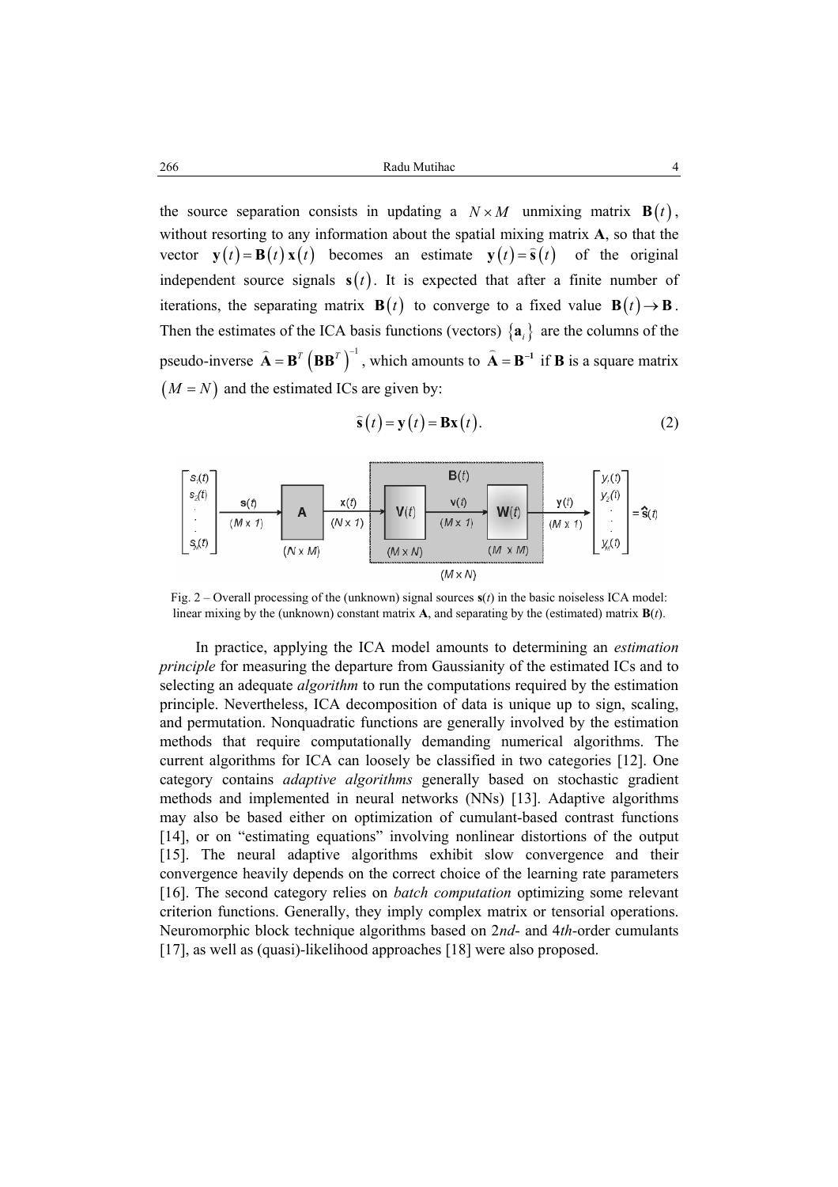the source separation consists in updating a $N \times M$ unmixing matrix $\mathbf{B}(t)$, without resorting to any information about the spatial mixing matrix **A**, so that the vector $\mathbf{y}(t) = \mathbf{B}(t)\,\mathbf{x}(t)$ becomes an estimate $\mathbf{y}(t) = \widehat{\mathbf{s}}(t)$ of the original independent source signals $\mathbf{s}(t)$. It is expected that after a finite number of iterations, the separating matrix $\mathbf{B}(t)$ to converge to a fixed value $\mathbf{B}(t) \to \mathbf{B}$. Then the estimates of the ICA basis functions (vectors) $\{\mathbf{a}_i\}$ are the columns of the pseudo-inverse $\widehat{\mathbf{A}} = \mathbf{B}^T \left(\mathbf{B}\mathbf{B}^T\right)^{-1}$, which amounts to $\widehat{\mathbf{A}} = \mathbf{B}^{-1}$ if **B** is a square matrix $(M = N)$ and the estimated ICs are given by:

$$\widehat{\mathbf{s}}(t) = \mathbf{y}(t) = \mathbf{B}\mathbf{x}(t). \tag{2}$$

Fig. 2 – Overall processing of the (unknown) signal sources **s**($t$) in the basic noiseless ICA model: linear mixing by the (unknown) constant matrix **A**, and separating by the (estimated) matrix **B**($t$).

In practice, applying the ICA model amounts to determining an *estimation principle* for measuring the departure from Gaussianity of the estimated ICs and to selecting an adequate *algorithm* to run the computations required by the estimation principle. Nevertheless, ICA decomposition of data is unique up to sign, scaling, and permutation. Nonquadratic functions are generally involved by the estimation methods that require computationally demanding numerical algorithms. The current algorithms for ICA can loosely be classified in two categories [12]. One category contains *adaptive algorithms* generally based on stochastic gradient methods and implemented in neural networks (NNs) [13]. Adaptive algorithms may also be based either on optimization of cumulant-based contrast functions [14], or on "estimating equations" involving nonlinear distortions of the output [15]. The neural adaptive algorithms exhibit slow convergence and their convergence heavily depends on the correct choice of the learning rate parameters [16]. The second category relies on *batch computation* optimizing some relevant criterion functions. Generally, they imply complex matrix or tensorial operations. Neuromorphic block technique algorithms based on 2*nd*- and 4*th*-order cumulants [17], as well as (quasi)-likelihood approaches [18] were also proposed.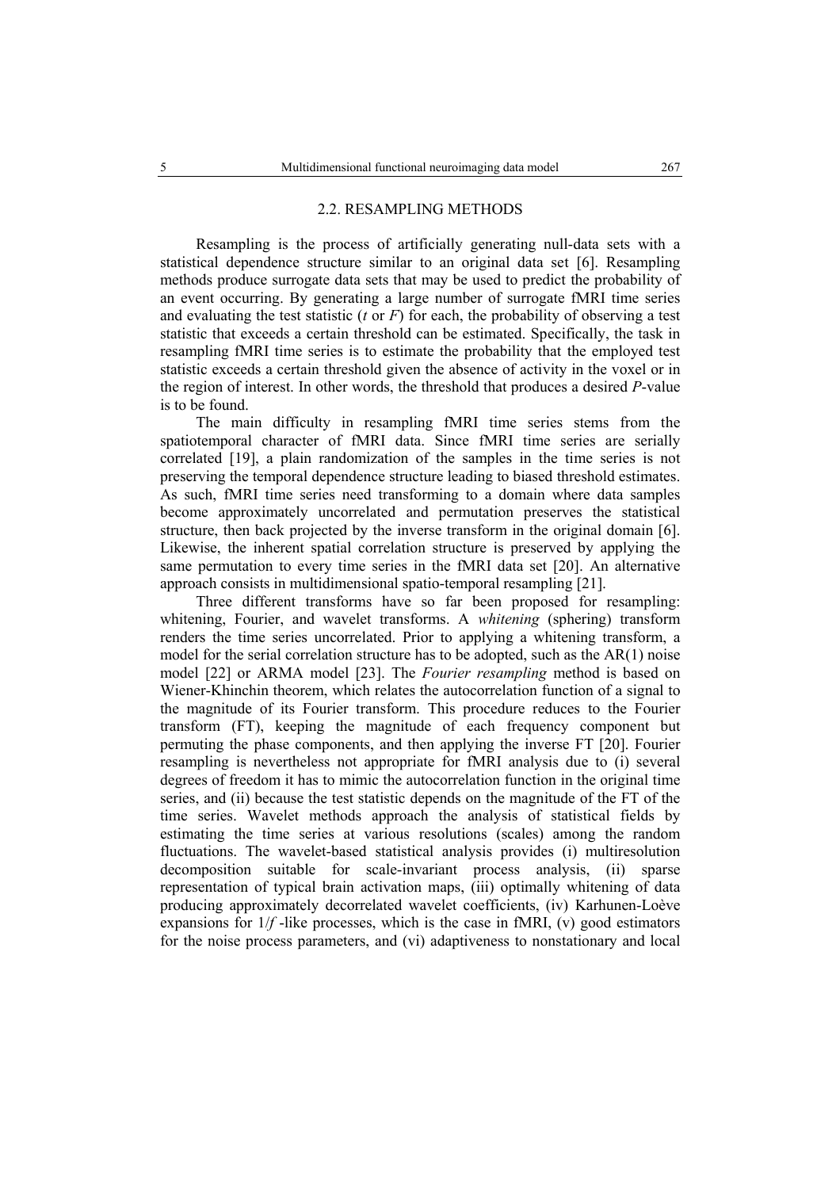## 2.2. RESAMPLING METHODS

Resampling is the process of artificially generating null-data sets with a statistical dependence structure similar to an original data set [6]. Resampling methods produce surrogate data sets that may be used to predict the probability of an event occurring. By generating a large number of surrogate fMRI time series and evaluating the test statistic ($t$ or $F$) for each, the probability of observing a test statistic that exceeds a certain threshold can be estimated. Specifically, the task in resampling fMRI time series is to estimate the probability that the employed test statistic exceeds a certain threshold given the absence of activity in the voxel or in the region of interest. In other words, the threshold that produces a desired $P$-value is to be found.

The main difficulty in resampling fMRI time series stems from the spatiotemporal character of fMRI data. Since fMRI time series are serially correlated [19], a plain randomization of the samples in the time series is not preserving the temporal dependence structure leading to biased threshold estimates. As such, fMRI time series need transforming to a domain where data samples become approximately uncorrelated and permutation preserves the statistical structure, then back projected by the inverse transform in the original domain [6]. Likewise, the inherent spatial correlation structure is preserved by applying the same permutation to every time series in the fMRI data set [20]. An alternative approach consists in multidimensional spatio-temporal resampling [21].

Three different transforms have so far been proposed for resampling: whitening, Fourier, and wavelet transforms. A *whitening* (sphering) transform renders the time series uncorrelated. Prior to applying a whitening transform, a model for the serial correlation structure has to be adopted, such as the AR(1) noise model [22] or ARMA model [23]. The *Fourier resampling* method is based on Wiener-Khinchin theorem, which relates the autocorrelation function of a signal to the magnitude of its Fourier transform. This procedure reduces to the Fourier transform (FT), keeping the magnitude of each frequency component but permuting the phase components, and then applying the inverse FT [20]. Fourier resampling is nevertheless not appropriate for fMRI analysis due to (i) several degrees of freedom it has to mimic the autocorrelation function in the original time series, and (ii) because the test statistic depends on the magnitude of the FT of the time series. Wavelet methods approach the analysis of statistical fields by estimating the time series at various resolutions (scales) among the random fluctuations. The wavelet-based statistical analysis provides (i) multiresolution decomposition suitable for scale-invariant process analysis, (ii) sparse representation of typical brain activation maps, (iii) optimally whitening of data producing approximately decorrelated wavelet coefficients, (iv) Karhunen-Loève expansions for $1/f$ -like processes, which is the case in fMRI, (v) good estimators for the noise process parameters, and (vi) adaptiveness to nonstationary and local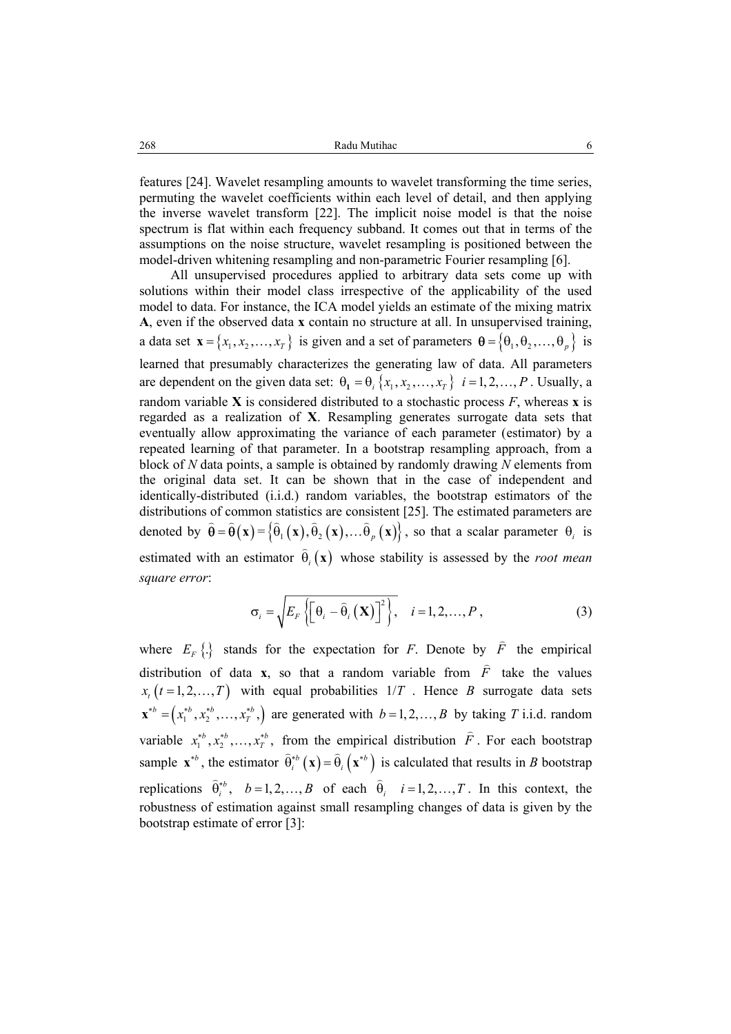features [24]. Wavelet resampling amounts to wavelet transforming the time series, permuting the wavelet coefficients within each level of detail, and then applying the inverse wavelet transform [22]. The implicit noise model is that the noise spectrum is flat within each frequency subband. It comes out that in terms of the assumptions on the noise structure, wavelet resampling is positioned between the model-driven whitening resampling and non-parametric Fourier resampling [6].

All unsupervised procedures applied to arbitrary data sets come up with solutions within their model class irrespective of the applicability of the used model to data. For instance, the ICA model yields an estimate of the mixing matrix **A**, even if the observed data **x** contain no structure at all. In unsupervised training, a data set $\mathbf{x} = \{x_1, x_2, \ldots, x_T\}$ is given and a set of parameters $\boldsymbol{\theta} = \{\theta_1, \theta_2, \ldots, \theta_p\}$ is learned that presumably characterizes the generating law of data. All parameters are dependent on the given data set: $\theta_{\mathbf{1}} = \theta_i\{x_1, x_2, \ldots, x_T\}$ $i = 1, 2, \ldots, P$. Usually, a random variable **X** is considered distributed to a stochastic process $F$, whereas **x** is regarded as a realization of **X**. Resampling generates surrogate data sets that eventually allow approximating the variance of each parameter (estimator) by a repeated learning of that parameter. In a bootstrap resampling approach, from a block of $N$ data points, a sample is obtained by randomly drawing $N$ elements from the original data set. It can be shown that in the case of independent and identically-distributed (i.i.d.) random variables, the bootstrap estimators of the distributions of common statistics are consistent [25]. The estimated parameters are denoted by $\hat{\boldsymbol{\theta}} = \hat{\boldsymbol{\theta}}(\mathbf{x}) = \{\hat{\theta}_1(\mathbf{x}), \hat{\theta}_2(\mathbf{x}), \ldots \hat{\theta}_p(\mathbf{x})\}$, so that a scalar parameter $\theta_i$ is estimated with an estimator $\hat{\theta}_i(\mathbf{x})$ whose stability is assessed by the *root mean square error*:

$$\sigma_i = \sqrt{E_F\left\{\left[\theta_i - \hat{\theta}_i(\mathbf{X})\right]^2\right\}}, \quad i = 1, 2, \ldots, P, \tag{3}$$

where $E_F\{.\}$ stands for the expectation for $F$. Denote by $\hat{F}$ the empirical distribution of data **x**, so that a random variable from $\hat{F}$ take the values $x_t\,(t = 1, 2, \ldots, T)$ with equal probabilities $1/T$. Hence $B$ surrogate data sets $\mathbf{x}^{*b} = (x_1^{*b}, x_2^{*b}, \ldots, x_T^{*b},)$ are generated with $b = 1, 2, \ldots, B$ by taking $T$ i.i.d. random variable $x_1^{*b}, x_2^{*b}, \ldots, x_T^{*b}$, from the empirical distribution $\hat{F}$. For each bootstrap sample $\mathbf{x}^{*b}$, the estimator $\hat{\theta}_i^{*b}(\mathbf{x}) = \hat{\theta}_i(\mathbf{x}^{*b})$ is calculated that results in $B$ bootstrap replications $\hat{\theta}_i^{*b}$, $b = 1, 2, \ldots, B$ of each $\hat{\theta}_i$ $i = 1, 2, \ldots, T$. In this context, the robustness of estimation against small resampling changes of data is given by the bootstrap estimate of error [3]: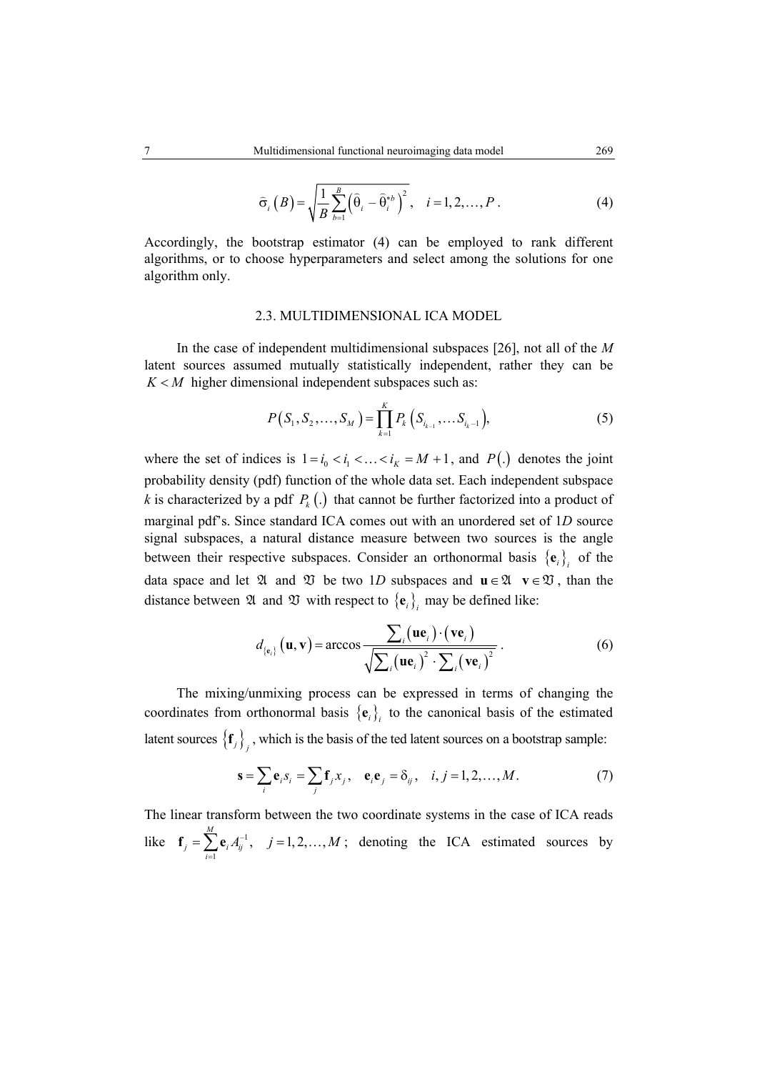$$\hat{\sigma}_i(B) = \sqrt{\frac{1}{B}\sum_{b=1}^{B}\left(\hat{\theta}_i - \hat{\theta}_i^{*b}\right)^2}, \quad i = 1, 2, \ldots, P. \tag{4}$$

Accordingly, the bootstrap estimator (4) can be employed to rank different algorithms, or to choose hyperparameters and select among the solutions for one algorithm only.

### 2.3. MULTIDIMENSIONAL ICA MODEL

In the case of independent multidimensional subspaces [26], not all of the $M$ latent sources assumed mutually statistically independent, rather they can be $K < M$ higher dimensional independent subspaces such as:

$$P(S_1, S_2, \ldots, S_M) = \prod_{k=1}^{K} P_k\left(S_{i_{k-1}}, \ldots S_{i_k - 1}\right), \tag{5}$$

where the set of indices is $1 = i_0 < i_1 < \ldots < i_K = M + 1$, and $P(.)$ denotes the joint probability density (pdf) function of the whole data set. Each independent subspace $k$ is characterized by a pdf $P_k(.)$ that cannot be further factorized into a product of marginal pdf's. Since standard ICA comes out with an unordered set of 1$D$ source signal subspaces, a natural distance measure between two sources is the angle between their respective subspaces. Consider an orthonormal basis $\{\mathbf{e}_i\}_i$ of the data space and let $\mathfrak{A}$ and $\mathfrak{V}$ be two 1$D$ subspaces and $\mathbf{u} \in \mathfrak{A}$ $\mathbf{v} \in \mathfrak{V}$, than the distance between $\mathfrak{A}$ and $\mathfrak{V}$ with respect to $\{\mathbf{e}_i\}_i$ may be defined like:

$$d_{\{\mathbf{e}_i\}}(\mathbf{u}, \mathbf{v}) = \arccos \frac{\sum_i (\mathbf{u}\mathbf{e}_i)\cdot(\mathbf{v}\mathbf{e}_i)}{\sqrt{\sum_i (\mathbf{u}\mathbf{e}_i)^2 \cdot \sum_i (\mathbf{v}\mathbf{e}_i)^2}}. \tag{6}$$

The mixing/unmixing process can be expressed in terms of changing the coordinates from orthonormal basis $\{\mathbf{e}_i\}_i$ to the canonical basis of the estimated latent sources $\{\mathbf{f}_j\}_j$, which is the basis of the ted latent sources on a bootstrap sample:

$$\mathbf{s} = \sum_i \mathbf{e}_i s_i = \sum_j \mathbf{f}_j x_j, \quad \mathbf{e}_i \mathbf{e}_j = \delta_{ij}, \quad i, j = 1, 2, \ldots, M. \tag{7}$$

The linear transform between the two coordinate systems in the case of ICA reads like $\mathbf{f}_j = \sum_{i=1}^{M} \mathbf{e}_i A_{ij}^{-1}, \quad j = 1, 2, \ldots, M$; denoting the ICA estimated sources by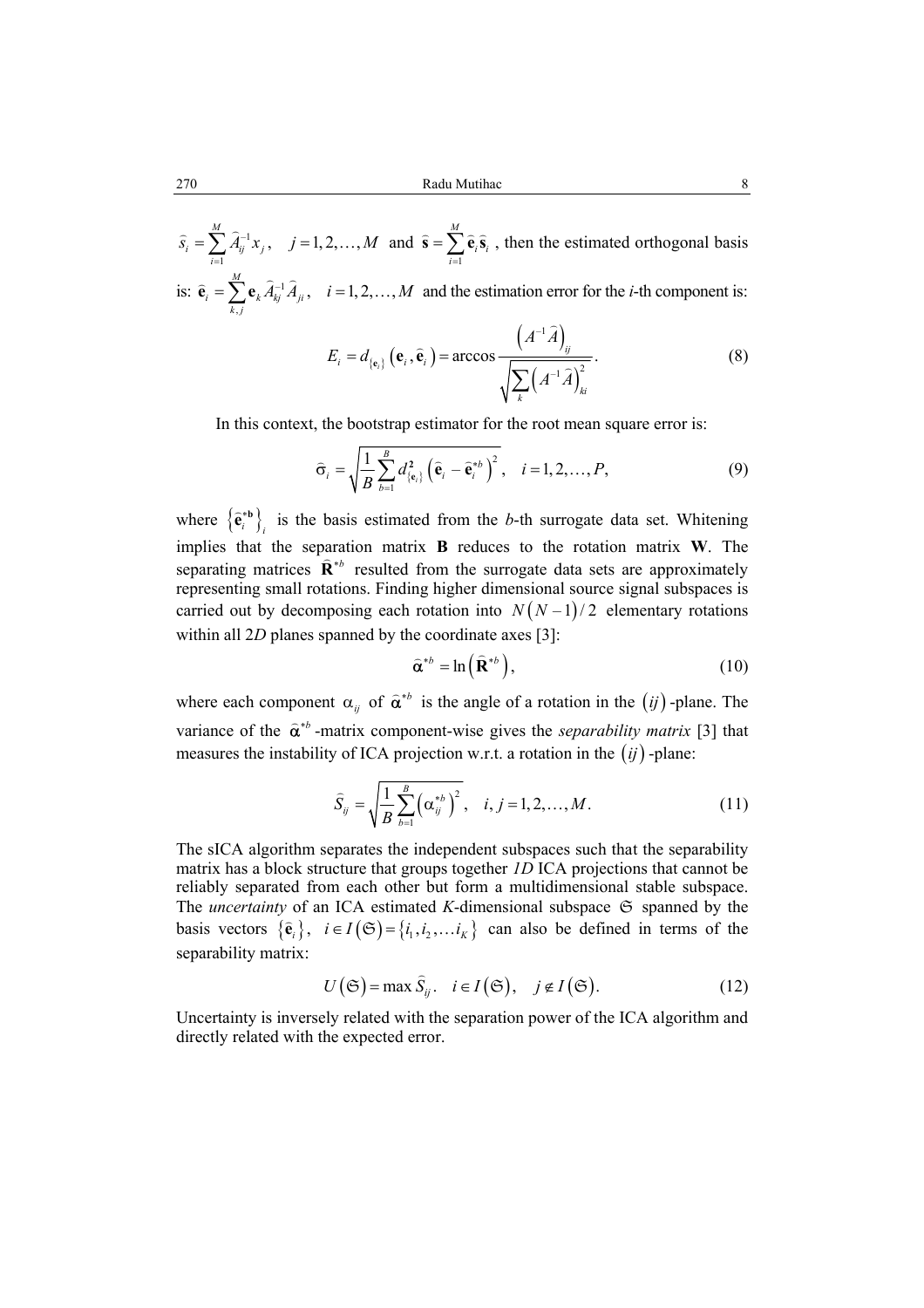$\widehat{s}_i = \sum_{i=1}^{M} \widehat{A}_{ij}^{-1} x_j, \quad j = 1, 2, \ldots, M$ and $\widehat{\mathbf{s}} = \sum_{i=1}^{M} \widehat{\mathbf{e}}_i \widehat{\mathbf{s}}_i$ , then the estimated orthogonal basis is: $\widehat{\mathbf{e}}_i = \sum_{k,j}^{M} \mathbf{e}_k \widehat{A}_{kj}^{-1} \widehat{A}_{ji}, \quad i = 1, 2, \ldots, M$ and the estimation error for the *i*-th component is:

$$E_i = d_{\{\mathbf{e}_i\}}\left(\mathbf{e}_i, \widehat{\mathbf{e}}_i\right) = \arccos \frac{\left(A^{-1}\widehat{A}\right)_{ij}}{\sqrt{\sum_k \left(A^{-1}\widehat{A}\right)_{ki}^2}}. \tag{8}$$

In this context, the bootstrap estimator for the root mean square error is:

$$\widehat{\sigma}_i = \sqrt{\frac{1}{B} \sum_{b=1}^{B} d_{\{\mathbf{e}_i\}}^{\mathbf{2}} \left(\widehat{\mathbf{e}}_i - \widehat{\mathbf{e}}_i^{*b}\right)^2}, \quad i = 1, 2, \ldots, P, \tag{9}$$

where $\left\{\widehat{\mathbf{e}}_i^{*\mathbf{b}}\right\}_i$ is the basis estimated from the *b*-th surrogate data set. Whitening implies that the separation matrix $\mathbf{B}$ reduces to the rotation matrix $\mathbf{W}$. The separating matrices $\widehat{\mathbf{R}}^{*b}$ resulted from the surrogate data sets are approximately representing small rotations. Finding higher dimensional source signal subspaces is carried out by decomposing each rotation into $N\left(N-1\right)/2$ elementary rotations within all 2*D* planes spanned by the coordinate axes [3]:

$$\widehat{\boldsymbol{\alpha}}^{*b} = \ln\left(\widehat{\mathbf{R}}^{*b}\right), \tag{10}$$

where each component $\alpha_{ij}$ of $\widehat{\boldsymbol{\alpha}}^{*b}$ is the angle of a rotation in the $\left(ij\right)$-plane. The variance of the $\widehat{\boldsymbol{\alpha}}^{*b}$-matrix component-wise gives the *separability matrix* [3] that measures the instability of ICA projection w.r.t. a rotation in the $\left(ij\right)$-plane:

$$\widehat{S}_{ij} = \sqrt{\frac{1}{B} \sum_{b=1}^{B} \left(\alpha_{ij}^{*b}\right)^2}, \quad i, j = 1, 2, \ldots, M. \tag{11}$$

The sICA algorithm separates the independent subspaces such that the separability matrix has a block structure that groups together *1D* ICA projections that cannot be reliably separated from each other but form a multidimensional stable subspace. The *uncertainty* of an ICA estimated *K*-dimensional subspace $\mathfrak{S}$ spanned by the basis vectors $\left\{\widehat{\mathbf{e}}_i\right\}, \; i \in I\left(\mathfrak{S}\right) = \left\{i_1, i_2, \ldots i_K\right\}$ can also be defined in terms of the separability matrix:

$$U\left(\mathfrak{S}\right) = \max \widehat{S}_{ij}. \quad i \in I\left(\mathfrak{S}\right), \quad j \notin I\left(\mathfrak{S}\right). \tag{12}$$

Uncertainty is inversely related with the separation power of the ICA algorithm and directly related with the expected error.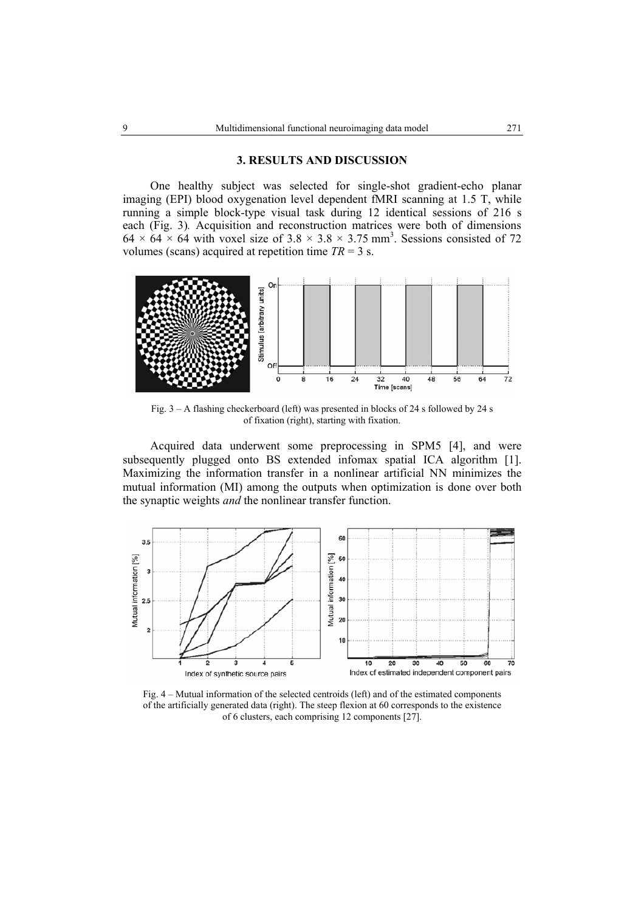## 3. RESULTS AND DISCUSSION

One healthy subject was selected for single-shot gradient-echo planar imaging (EPI) blood oxygenation level dependent fMRI scanning at 1.5 T, while running a simple block-type visual task during 12 identical sessions of 216 s each (Fig. 3). Acquisition and reconstruction matrices were both of dimensions $64 \times 64 \times 64$ with voxel size of $3.8 \times 3.8 \times 3.75$ mm$^3$. Sessions consisted of 72 volumes (scans) acquired at repetition time $TR = 3$ s.

Fig. 3 – A flashing checkerboard (left) was presented in blocks of 24 s followed by 24 s of fixation (right), starting with fixation.

Acquired data underwent some preprocessing in SPM5 [4], and were subsequently plugged onto BS extended infomax spatial ICA algorithm [1]. Maximizing the information transfer in a nonlinear artificial NN minimizes the mutual information (MI) among the outputs when optimization is done over both the synaptic weights *and* the nonlinear transfer function.

Fig. 4 – Mutual information of the selected centroids (left) and of the estimated components of the artificially generated data (right). The steep flexion at 60 corresponds to the existence of 6 clusters, each comprising 12 components [27].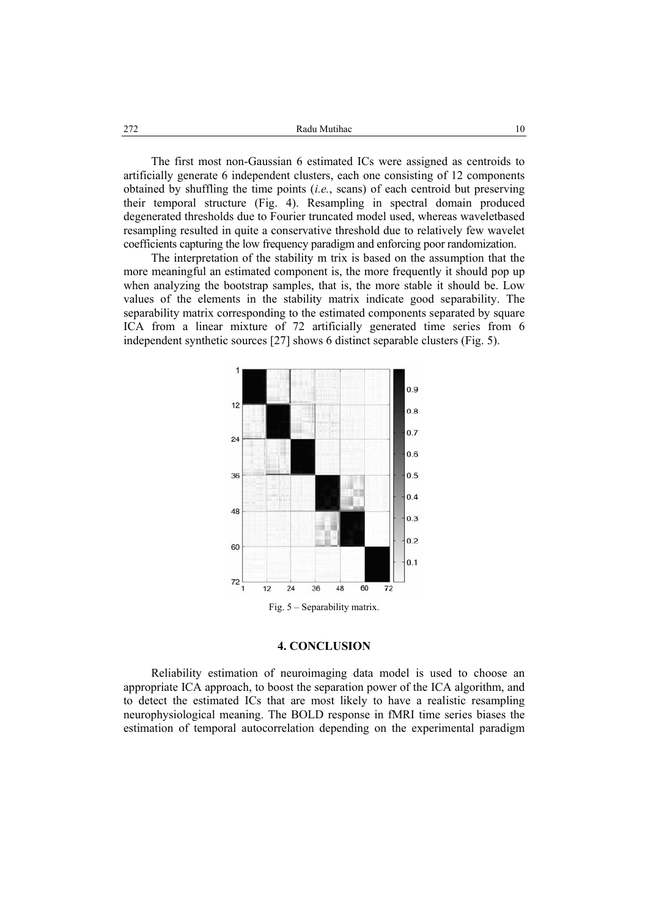The first most non-Gaussian 6 estimated ICs were assigned as centroids to artificially generate 6 independent clusters, each one consisting of 12 components obtained by shuffling the time points (*i.e.*, scans) of each centroid but preserving their temporal structure (Fig. 4). Resampling in spectral domain produced degenerated thresholds due to Fourier truncated model used, whereas waveletbased resampling resulted in quite a conservative threshold due to relatively few wavelet coefficients capturing the low frequency paradigm and enforcing poor randomization.

The interpretation of the stability m trix is based on the assumption that the more meaningful an estimated component is, the more frequently it should pop up when analyzing the bootstrap samples, that is, the more stable it should be. Low values of the elements in the stability matrix indicate good separability. The separability matrix corresponding to the estimated components separated by square ICA from a linear mixture of 72 artificially generated time series from 6 independent synthetic sources [27] shows 6 distinct separable clusters (Fig. 5).

Fig. 5 – Separability matrix.

## 4. CONCLUSION

Reliability estimation of neuroimaging data model is used to choose an appropriate ICA approach, to boost the separation power of the ICA algorithm, and to detect the estimated ICs that are most likely to have a realistic resampling neurophysiological meaning. The BOLD response in fMRI time series biases the estimation of temporal autocorrelation depending on the experimental paradigm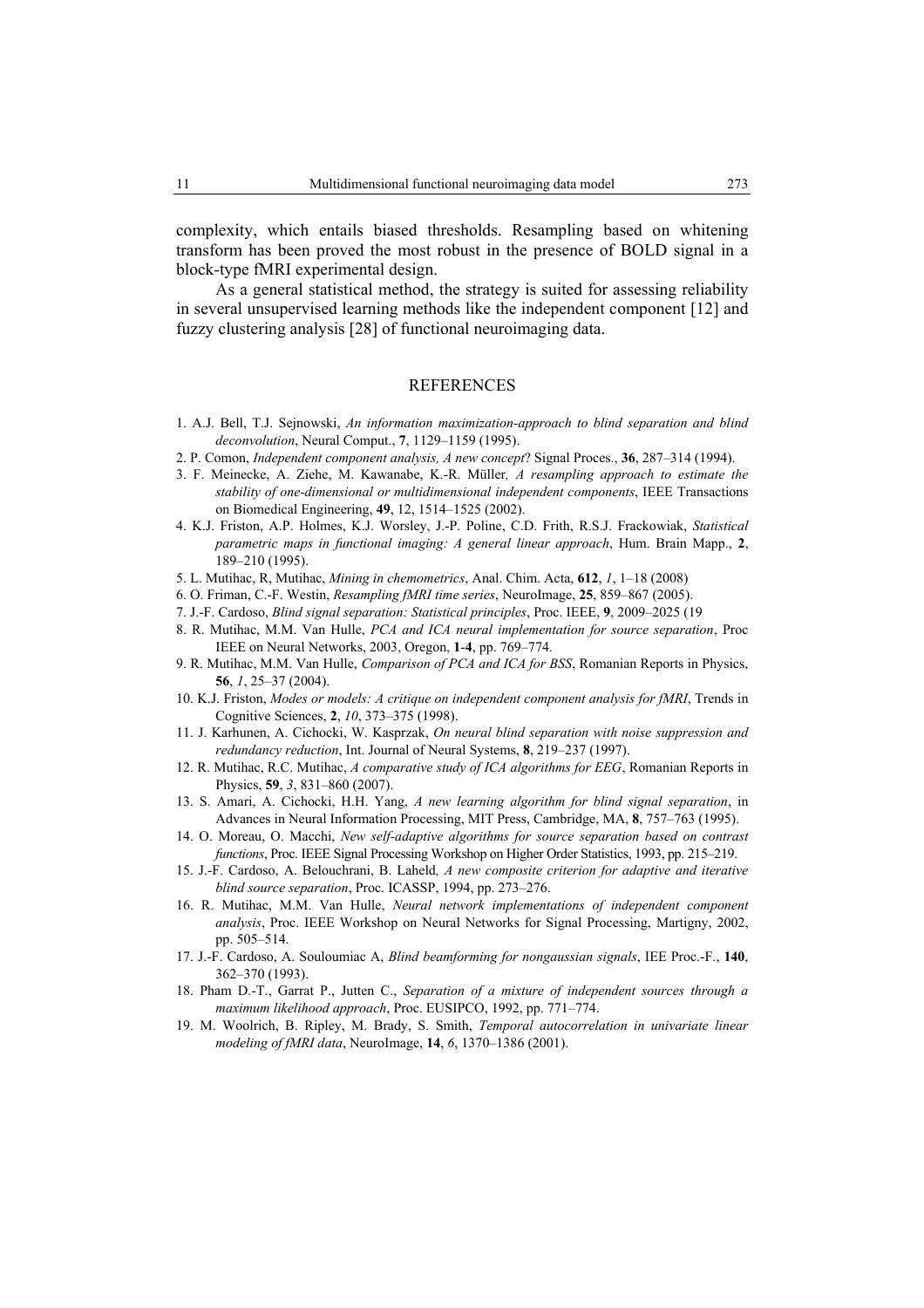complexity, which entails biased thresholds. Resampling based on whitening transform has been proved the most robust in the presence of BOLD signal in a block-type fMRI experimental design.

As a general statistical method, the strategy is suited for assessing reliability in several unsupervised learning methods like the independent component [12] and fuzzy clustering analysis [28] of functional neuroimaging data.

## REFERENCES

1. A.J. Bell, T.J. Sejnowski, *An information maximization-approach to blind separation and blind deconvolution*, Neural Comput., **7**, 1129–1159 (1995).
2. P. Comon, *Independent component analysis, A new concept*? Signal Proces., **36**, 287–314 (1994).
3. F. Meinecke, A. Ziehe, M. Kawanabe, K.-R. Müller*, A resampling approach to estimate the stability of one-dimensional or multidimensional independent components*, IEEE Transactions on Biomedical Engineering, **49**, 12, 1514–1525 (2002).
4. K.J. Friston, A.P. Holmes, K.J. Worsley, J.-P. Poline, C.D. Frith, R.S.J. Frackowiak, *Statistical parametric maps in functional imaging: A general linear approach*, Hum. Brain Mapp., **2**, 189–210 (1995).
5. L. Mutihac, R, Mutihac, *Mining in chemometrics*, Anal. Chim. Acta, **612**, *1*, 1–18 (2008)
6. O. Friman, C.-F. Westin, *Resampling fMRI time series*, NeuroImage, **25**, 859–867 (2005).
7. J.-F. Cardoso, *Blind signal separation: Statistical principles*, Proc. IEEE, **9**, 2009–2025 (19
8. R. Mutihac, M.M. Van Hulle, *PCA and ICA neural implementation for source separation*, Proc IEEE on Neural Networks, 2003, Oregon, **1-4**, pp. 769–774.
9. R. Mutihac, M.M. Van Hulle, *Comparison of PCA and ICA for BSS*, Romanian Reports in Physics, **56**, *1*, 25–37 (2004).
10. K.J. Friston, *Modes or models: A critique on independent component analysis for fMRI*, Trends in Cognitive Sciences, **2**, *10*, 373–375 (1998).
11. J. Karhunen, A. Cichocki, W. Kasprzak, *On neural blind separation with noise suppression and redundancy reduction*, Int. Journal of Neural Systems, **8**, 219–237 (1997).
12. R. Mutihac, R.C. Mutihac, *A comparative study of ICA algorithms for EEG*, Romanian Reports in Physics, **59**, *3*, 831–860 (2007).
13. S. Amari, A. Cichocki, H.H. Yang, *A new learning algorithm for blind signal separation*, in Advances in Neural Information Processing, MIT Press, Cambridge, MA, **8**, 757–763 (1995).
14. O. Moreau, O. Macchi, *New self-adaptive algorithms for source separation based on contrast functions*, Proc. IEEE Signal Processing Workshop on Higher Order Statistics, 1993, pp. 215–219.
15. J.-F. Cardoso, A. Belouchrani, B. Laheld*, A new composite criterion for adaptive and iterative blind source separation*, Proc. ICASSP, 1994, pp. 273–276.
16. R. Mutihac, M.M. Van Hulle, *Neural network implementations of independent component analysis*, Proc. IEEE Workshop on Neural Networks for Signal Processing, Martigny, 2002, pp. 505–514.
17. J.-F. Cardoso, A. Souloumiac A, *Blind beamforming for nongaussian signals*, IEE Proc.-F., **140**, 362–370 (1993).
18. Pham D.-T., Garrat P., Jutten C., *Separation of a mixture of independent sources through a maximum likelihood approach*, Proc. EUSIPCO, 1992, pp. 771–774.
19. M. Woolrich, B. Ripley, M. Brady, S. Smith, *Temporal autocorrelation in univariate linear modeling of fMRI data*, NeuroImage, **14**, *6*, 1370–1386 (2001).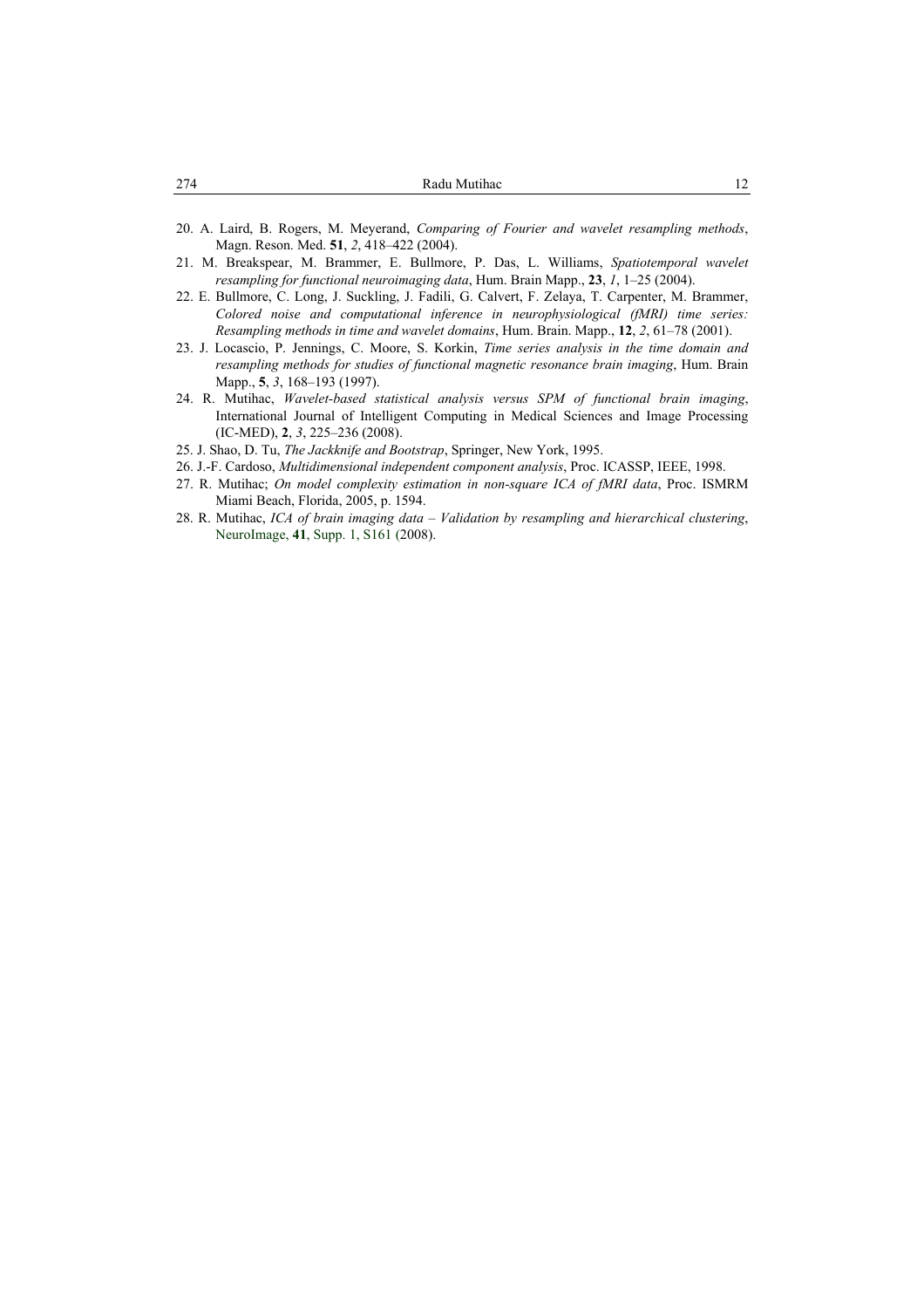20. A. Laird, B. Rogers, M. Meyerand, *Comparing of Fourier and wavelet resampling methods*, Magn. Reson. Med. **51**, *2*, 418–422 (2004).
21. M. Breakspear, M. Brammer, E. Bullmore, P. Das, L. Williams, *Spatiotemporal wavelet resampling for functional neuroimaging data*, Hum. Brain Mapp., **23**, *1*, 1–25 (2004).
22. E. Bullmore, C. Long, J. Suckling, J. Fadili, G. Calvert, F. Zelaya, T. Carpenter, M. Brammer, *Colored noise and computational inference in neurophysiological (fMRI) time series: Resampling methods in time and wavelet domains*, Hum. Brain. Mapp., **12**, *2*, 61–78 (2001).
23. J. Locascio, P. Jennings, C. Moore, S. Korkin, *Time series analysis in the time domain and resampling methods for studies of functional magnetic resonance brain imaging*, Hum. Brain Mapp., **5**, *3*, 168–193 (1997).
24. R. Mutihac, *Wavelet-based statistical analysis versus SPM of functional brain imaging*, International Journal of Intelligent Computing in Medical Sciences and Image Processing (IC-MED), **2**, *3*, 225–236 (2008).
25. J. Shao, D. Tu, *The Jackknife and Bootstrap*, Springer, New York, 1995.
26. J.-F. Cardoso, *Multidimensional independent component analysis*, Proc. ICASSP, IEEE, 1998.
27. R. Mutihac; *On model complexity estimation in non-square ICA of fMRI data*, Proc. ISMRM Miami Beach, Florida, 2005, p. 1594.
28. R. Mutihac, *ICA of brain imaging data – Validation by resampling and hierarchical clustering*, NeuroImage, **41**, Supp. 1, S161 (2008).